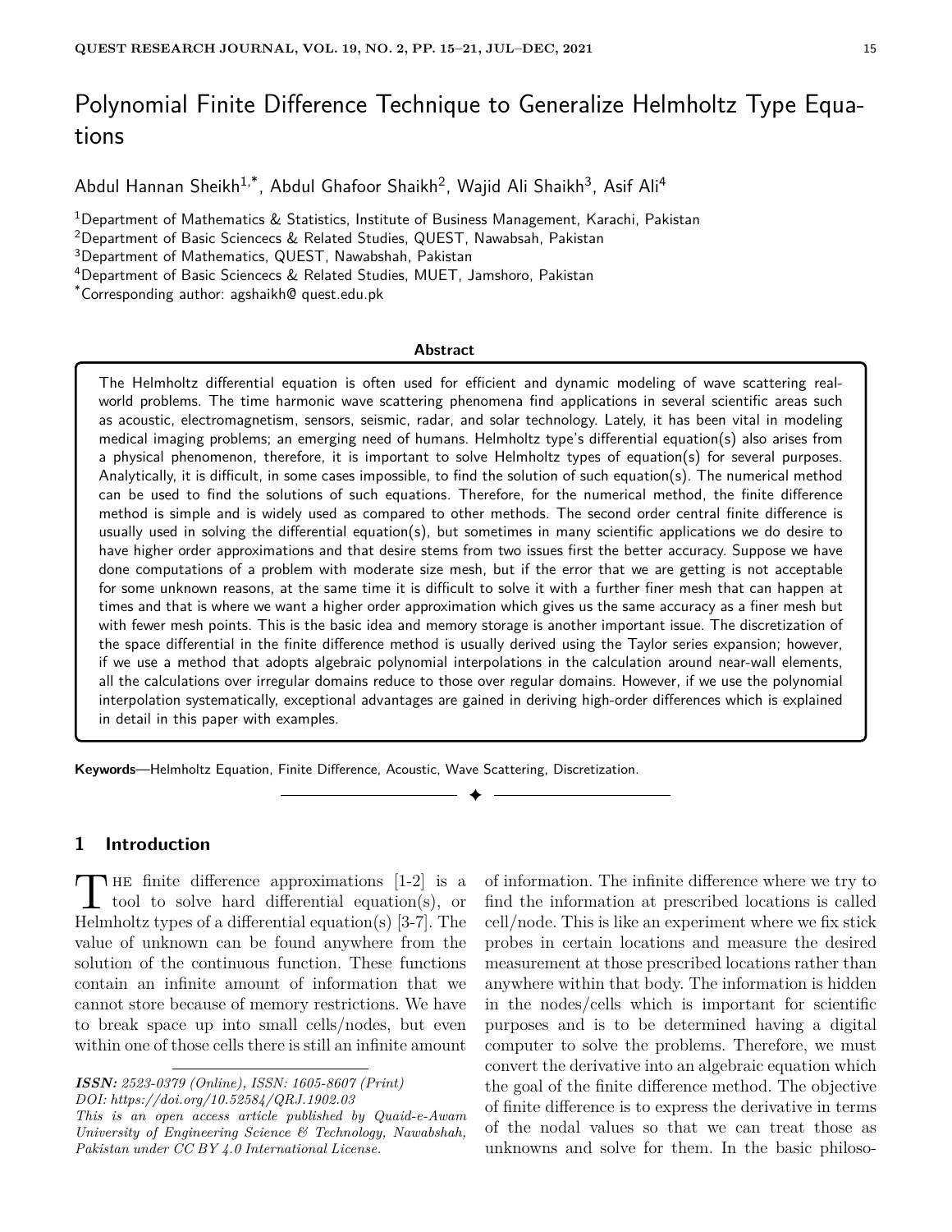# Polynomial Finite Difference Technique to Generalize Helmholtz Type Equations

Abdul Hannan Sheikh[1,*], Abdul Ghafoor Shaikh[2], Wajid Ali Shaikh[3], Asif Ali[4]

[1]Department of Mathematics & Statistics, Institute of Business Management, Karachi, Pakistan
[2]Department of Basic Sciencecs & Related Studies, QUEST, Nawabsah, Pakistan
[3]Department of Mathematics, QUEST, Nawabshah, Pakistan
[4]Department of Basic Sciencecs & Related Studies, MUET, Jamshoro, Pakistan
[*]Corresponding author: agshaikh@ quest.edu.pk

**Abstract**

The Helmholtz differential equation is often used for efficient and dynamic modeling of wave scattering real-world problems. The time harmonic wave scattering phenomena find applications in several scientific areas such as acoustic, electromagnetism, sensors, seismic, radar, and solar technology. Lately, it has been vital in modeling medical imaging problems; an emerging need of humans. Helmholtz type's differential equation(s) also arises from a physical phenomenon, therefore, it is important to solve Helmholtz types of equation(s) for several purposes. Analytically, it is difficult, in some cases impossible, to find the solution of such equation(s). The numerical method can be used to find the solutions of such equations. Therefore, for the numerical method, the finite difference method is simple and is widely used as compared to other methods. The second order central finite difference is usually used in solving the differential equation(s), but sometimes in many scientific applications we do desire to have higher order approximations and that desire stems from two issues first the better accuracy. Suppose we have done computations of a problem with moderate size mesh, but if the error that we are getting is not acceptable for some unknown reasons, at the same time it is difficult to solve it with a further finer mesh that can happen at times and that is where we want a higher order approximation which gives us the same accuracy as a finer mesh but with fewer mesh points. This is the basic idea and memory storage is another important issue. The discretization of the space differential in the finite difference method is usually derived using the Taylor series expansion; however, if we use a method that adopts algebraic polynomial interpolations in the calculation around near-wall elements, all the calculations over irregular domains reduce to those over regular domains. However, if we use the polynomial interpolation systematically, exceptional advantages are gained in deriving high-order differences which is explained in detail in this paper with examples.

**Keywords**—Helmholtz Equation, Finite Difference, Acoustic, Wave Scattering, Discretization.

## 1 Introduction

The finite difference approximations [1-2] is a tool to solve hard differential equation(s), or Helmholtz types of a differential equation(s) [3-7]. The value of unknown can be found anywhere from the solution of the continuous function. These functions contain an infinite amount of information that we cannot store because of memory restrictions. We have to break space up into small cells/nodes, but even within one of those cells there is still an infinite amount of information. The infinite difference where we try to find the information at prescribed locations is called cell/node. This is like an experiment where we fix stick probes in certain locations and measure the desired measurement at those prescribed locations rather than anywhere within that body. The information is hidden in the nodes/cells which is important for scientific purposes and is to be determined having a digital computer to solve the problems. Therefore, we must convert the derivative into an algebraic equation which the goal of the finite difference method. The objective of finite difference is to express the derivative in terms of the nodal values so that we can treat those as unknowns and solve for them. In the basic philoso-

*ISSN: 2523-0379 (Online), ISSN: 1605-8607 (Print)*
*DOI: https://doi.org/10.52584/QRJ.1902.03*
*This is an open access article published by Quaid-e-Awam University of Engineering Science & Technology, Nawabshah, Pakistan under CC BY 4.0 International License.*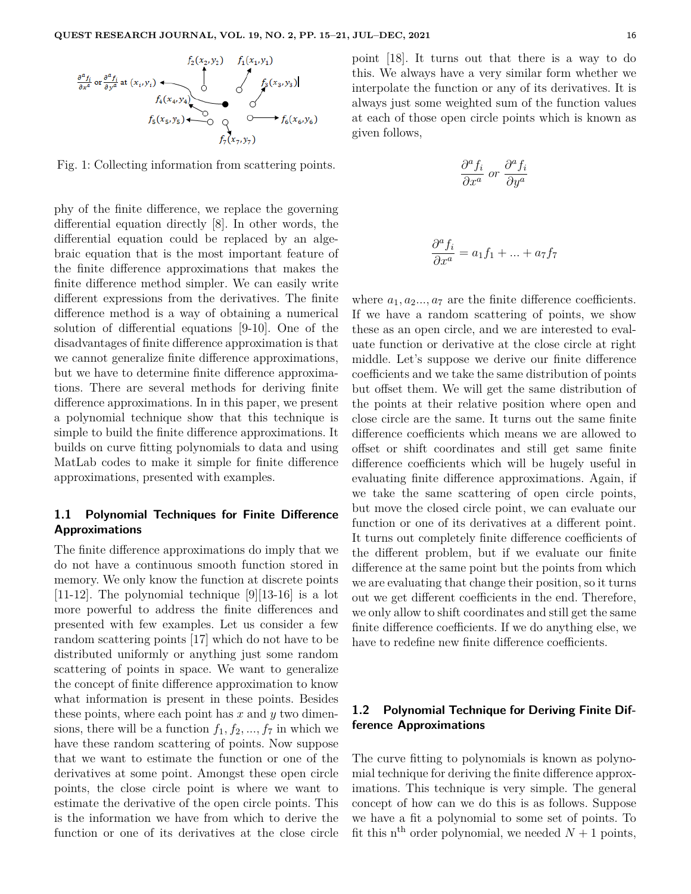Fig. 1: Collecting information from scattering points.

phy of the finite difference, we replace the governing differential equation directly [8]. In other words, the differential equation could be replaced by an algebraic equation that is the most important feature of the finite difference approximations that makes the finite difference method simpler. We can easily write different expressions from the derivatives. The finite difference method is a way of obtaining a numerical solution of differential equations [9-10]. One of the disadvantages of finite difference approximation is that we cannot generalize finite difference approximations, but we have to determine finite difference approximations. There are several methods for deriving finite difference approximations. In in this paper, we present a polynomial technique show that this technique is simple to build the finite difference approximations. It builds on curve fitting polynomials to data and using MatLab codes to make it simple for finite difference approximations, presented with examples.

### 1.1 Polynomial Techniques for Finite Difference Approximations

The finite difference approximations do imply that we do not have a continuous smooth function stored in memory. We only know the function at discrete points [11-12]. The polynomial technique [9][13-16] is a lot more powerful to address the finite differences and presented with few examples. Let us consider a few random scattering points [17] which do not have to be distributed uniformly or anything just some random scattering of points in space. We want to generalize the concept of finite difference approximation to know what information is present in these points. Besides these points, where each point has $x$ and $y$ two dimensions, there will be a function $f_1, f_2, ..., f_7$ in which we have these random scattering of points. Now suppose that we want to estimate the function or one of the derivatives at some point. Amongst these open circle points, the close circle point is where we want to estimate the derivative of the open circle points. This is the information we have from which to derive the function or one of its derivatives at the close circle point [18]. It turns out that there is a way to do this. We always have a very similar form whether we interpolate the function or any of its derivatives. It is always just some weighted sum of the function values at each of those open circle points which is known as given follows,

$$\frac{\partial^a f_i}{\partial x^a} \ or \ \frac{\partial^a f_i}{\partial y^a}$$

$$\frac{\partial^a f_i}{\partial x^a} = a_1 f_1 + ... + a_7 f_7$$

where $a_1, a_2 ..., a_7$ are the finite difference coefficients. If we have a random scattering of points, we show these as an open circle, and we are interested to evaluate function or derivative at the close circle at right middle. Let's suppose we derive our finite difference coefficients and we take the same distribution of points but offset them. We will get the same distribution of the points at their relative position where open and close circle are the same. It turns out the same finite difference coefficients which means we are allowed to offset or shift coordinates and still get same finite difference coefficients which will be hugely useful in evaluating finite difference approximations. Again, if we take the same scattering of open circle points, but move the closed circle point, we can evaluate our function or one of its derivatives at a different point. It turns out completely finite difference coefficients of the different problem, but if we evaluate our finite difference at the same point but the points from which we are evaluating that change their position, so it turns out we get different coefficients in the end. Therefore, we only allow to shift coordinates and still get the same finite difference coefficients. If we do anything else, we have to redefine new finite difference coefficients.

### 1.2 Polynomial Technique for Deriving Finite Difference Approximations

The curve fitting to polynomials is known as polynomial technique for deriving the finite difference approximations. This technique is very simple. The general concept of how can we do this is as follows. Suppose we have a fit a polynomial to some set of points. To fit this n$^{\text{th}}$ order polynomial, we needed $N + 1$ points,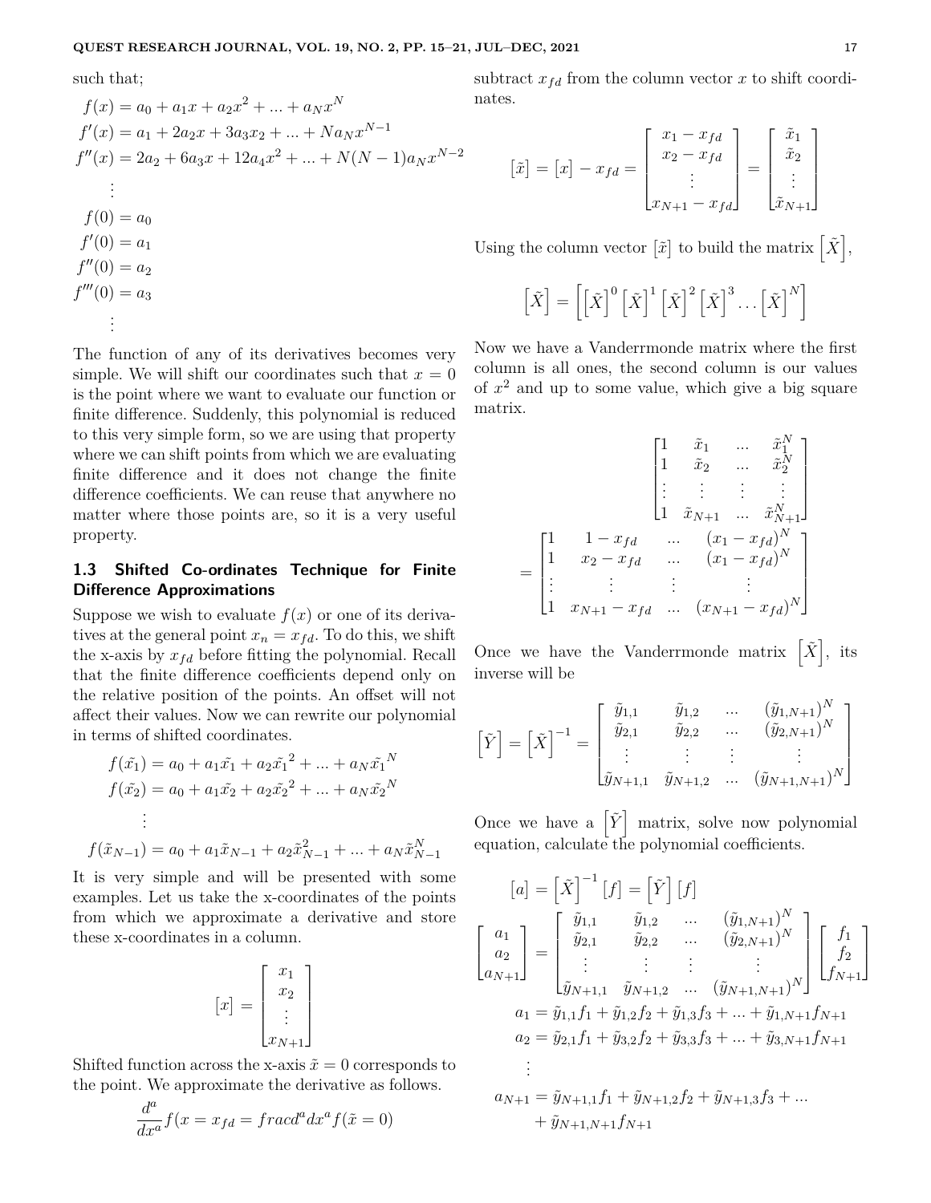such that;

$$
\begin{aligned}
f(x) &= a_0 + a_1 x + a_2 x^2 + ... + a_N x^N \\
f'(x) &= a_1 + 2a_2 x + 3a_3 x_2 + ... + N a_N x^{N-1} \\
f''(x) &= 2a_2 + 6a_3 x + 12 a_4 x^2 + ... + N(N-1) a_N x^{N-2} \\
&\vdots \\
f(0) &= a_0 \\
f'(0) &= a_1 \\
f''(0) &= a_2 \\
f'''(0) &= a_3 \\
&\vdots
\end{aligned}
$$

The function of any of its derivatives becomes very simple. We will shift our coordinates such that $x = 0$ is the point where we want to evaluate our function or finite difference. Suddenly, this polynomial is reduced to this very simple form, so we are using that property where we can shift points from which we are evaluating finite difference and it does not change the finite difference coefficients. We can reuse that anywhere no matter where those points are, so it is a very useful property.

### 1.3 Shifted Co-ordinates Technique for Finite Difference Approximations

Suppose we wish to evaluate $f(x)$ or one of its derivatives at the general point $x_n = x_{fd}$. To do this, we shift the x-axis by $x_{fd}$ before fitting the polynomial. Recall that the finite difference coefficients depend only on the relative position of the points. An offset will not affect their values. Now we can rewrite our polynomial in terms of shifted coordinates.

$$
\begin{aligned}
f(\tilde{x_1}) &= a_0 + a_1 \tilde{x_1} + a_2 \tilde{x_1}^2 + ... + a_N \tilde{x_1}^N \\
f(\tilde{x_2}) &= a_0 + a_1 \tilde{x_2} + a_2 \tilde{x_2}^2 + ... + a_N \tilde{x_2}^N \\
&\vdots \\
f(\tilde{x}_{N-1}) &= a_0 + a_1 \tilde{x}_{N-1} + a_2 \tilde{x}_{N-1}^2 + ... + a_N \tilde{x}_{N-1}^N
\end{aligned}
$$

It is very simple and will be presented with some examples. Let us take the x-coordinates of the points from which we approximate a derivative and store these x-coordinates in a column.

$$
[x] = \begin{bmatrix} x_1 \\ x_2 \\ \vdots \\ x_{N+1} \end{bmatrix}
$$

Shifted function across the x-axis $\tilde{x} = 0$ corresponds to the point. We approximate the derivative as follows.

$$
\frac{d^a}{dx^a} f(x = x_{fd} = fracd^a dx^a f(\tilde{x} = 0)
$$

subtract $x_{fd}$ from the column vector $x$ to shift coordinates.

$$
[\tilde{x}] = [x] - x_{fd} = \begin{bmatrix} x_1 - x_{fd} \\ x_2 - x_{fd} \\ \vdots \\ x_{N+1} - x_{fd} \end{bmatrix} = \begin{bmatrix} \tilde{x}_1 \\ \tilde{x}_2 \\ \vdots \\ \tilde{x}_{N+1} \end{bmatrix}
$$

Using the column vector $[\tilde{x}]$ to build the matrix $\left[\tilde{X}\right]$,

$$
\left[\tilde{X}\right] = \left[ \left[\tilde{X}\right]^0 \left[\tilde{X}\right]^1 \left[\tilde{X}\right]^2 \left[\tilde{X}\right]^3 \dots \left[\tilde{X}\right]^N \right]
$$

Now we have a Vanderrmonde matrix where the first column is all ones, the second column is our values of $x^2$ and up to some value, which give a big square matrix.

$$
\begin{aligned}
&\begin{bmatrix} 1 & \tilde{x}_1 & ... & \tilde{x}_1^N \\ 1 & \tilde{x}_2 & ... & \tilde{x}_2^N \\ \vdots & \vdots & \vdots & \vdots \\ 1 & \tilde{x}_{N+1} & ... & \tilde{x}_{N+1}^N \end{bmatrix} \\
= &\begin{bmatrix} 1 & 1 - x_{fd} & ... & (x_1 - x_{fd})^N \\ 1 & x_2 - x_{fd} & ... & (x_1 - x_{fd})^N \\ \vdots & \vdots & \vdots & \vdots \\ 1 & x_{N+1} - x_{fd} & ... & (x_{N+1} - x_{fd})^N \end{bmatrix}
\end{aligned}
$$

Once we have the Vanderrmonde matrix $\left[\tilde{X}\right]$, its inverse will be

$$
\left[\tilde{Y}\right] = \left[\tilde{X}\right]^{-1} = \begin{bmatrix} \tilde{y}_{1,1} & \tilde{y}_{1,2} & ... & (\tilde{y}_{1,N+1})^N \\ \tilde{y}_{2,1} & \tilde{y}_{2,2} & ... & (\tilde{y}_{2,N+1})^N \\ \vdots & \vdots & \vdots & \vdots \\ \tilde{y}_{N+1,1} & \tilde{y}_{N+1,2} & ... & (\tilde{y}_{N+1,N+1})^N \end{bmatrix}
$$

Once we have a $\left[\tilde{Y}\right]$ matrix, solve now polynomial equation, calculate the polynomial coefficients.

$$
[a] = \left[\tilde{X}\right]^{-1} [f] = \left[\tilde{Y}\right] [f]
$$

$$
\begin{bmatrix} a_1 \\ a_2 \\ a_{N+1} \end{bmatrix} = \begin{bmatrix} \tilde{y}_{1,1} & \tilde{y}_{1,2} & ... & (\tilde{y}_{1,N+1})^N \\ \tilde{y}_{2,1} & \tilde{y}_{2,2} & ... & (\tilde{y}_{2,N+1})^N \\ \vdots & \vdots & \vdots & \vdots \\ \tilde{y}_{N+1,1} & \tilde{y}_{N+1,2} & ... & (\tilde{y}_{N+1,N+1})^N \end{bmatrix} \begin{bmatrix} f_1 \\ f_2 \\ f_{N+1} \end{bmatrix}
$$

$$
\begin{aligned}
a_1 &= \tilde{y}_{1,1} f_1 + \tilde{y}_{1,2} f_2 + \tilde{y}_{1,3} f_3 + ... + \tilde{y}_{1,N+1} f_{N+1} \\
a_2 &= \tilde{y}_{2,1} f_1 + \tilde{y}_{3,2} f_2 + \tilde{y}_{3,3} f_3 + ... + \tilde{y}_{3,N+1} f_{N+1} \\
&\vdots \\
a_{N+1} &= \tilde{y}_{N+1,1} f_1 + \tilde{y}_{N+1,2} f_2 + \tilde{y}_{N+1,3} f_3 + ... \\
&\quad + \tilde{y}_{N+1,N+1} f_{N+1}
\end{aligned}
$$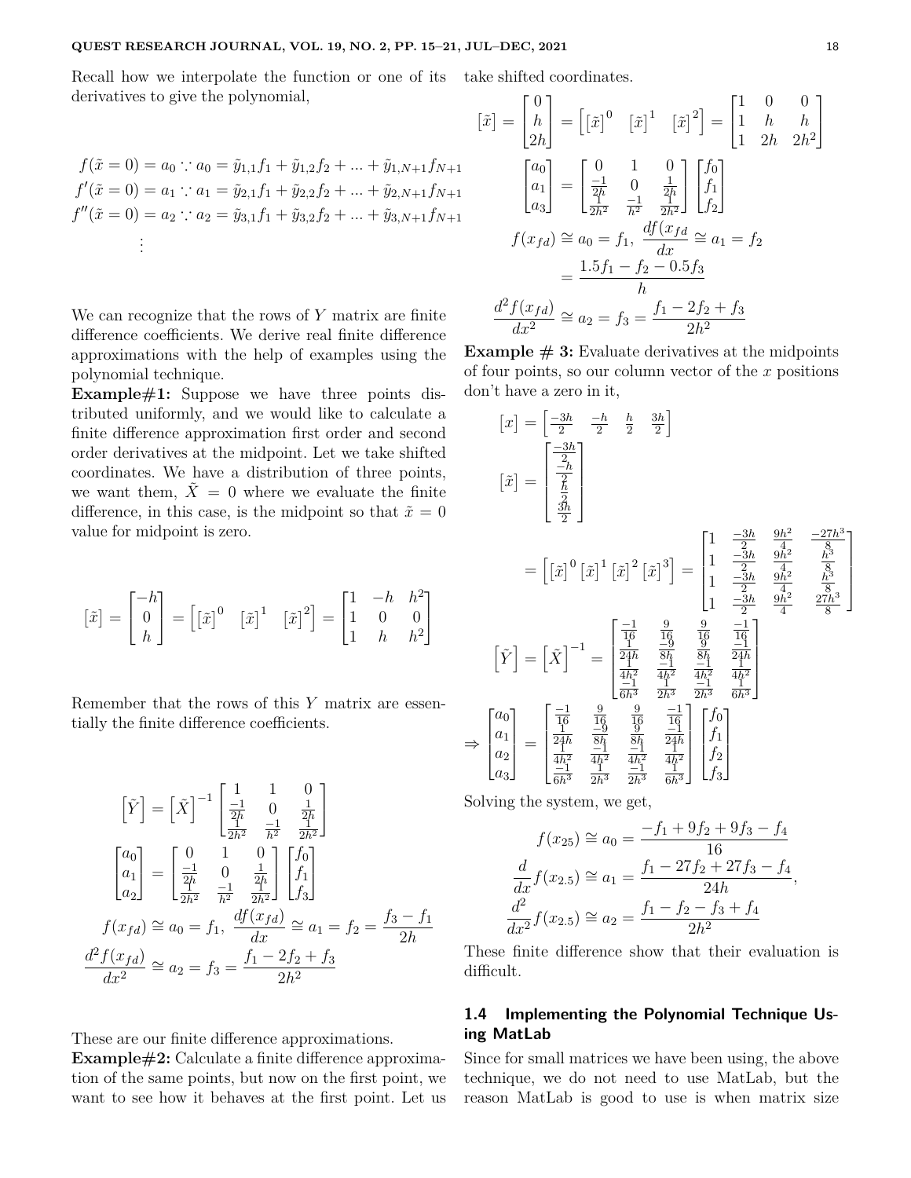Recall how we interpolate the function or one of its derivatives to give the polynomial,

$$
\begin{aligned}
f(\tilde{x}=0) &= a_0 \because a_0 = \tilde{y}_{1,1}f_1 + \tilde{y}_{1,2}f_2 + \ldots + \tilde{y}_{1,N+1}f_{N+1} \\
f'(\tilde{x}=0) &= a_1 \because a_1 = \tilde{y}_{2,1}f_1 + \tilde{y}_{2,2}f_2 + \ldots + \tilde{y}_{2,N+1}f_{N+1} \\
f''(\tilde{x}=0) &= a_2 \because a_2 = \tilde{y}_{3,1}f_1 + \tilde{y}_{3,2}f_2 + \ldots + \tilde{y}_{3,N+1}f_{N+1} \\
&\vdots
\end{aligned}
$$

We can recognize that the rows of $Y$ matrix are finite difference coefficients. We derive real finite difference approximations with the help of examples using the polynomial technique.

**Example#1:** Suppose we have three points distributed uniformly, and we would like to calculate a finite difference approximation first order and second order derivatives at the midpoint. Let we take shifted coordinates. We have a distribution of three points, we want them, $\tilde{X} = 0$ where we evaluate the finite difference, in this case, is the midpoint so that $\tilde{x} = 0$ value for midpoint is zero.

$$
[\tilde{x}] = \begin{bmatrix} -h \\ 0 \\ h \end{bmatrix} = \begin{bmatrix} [\tilde{x}]^0 & [\tilde{x}]^1 & [\tilde{x}]^2 \end{bmatrix} = \begin{bmatrix} 1 & -h & h^2 \\ 1 & 0 & 0 \\ 1 & h & h^2 \end{bmatrix}
$$

Remember that the rows of this $Y$ matrix are essentially the finite difference coefficients.

$$
\left[\tilde{Y}\right] = \left[\tilde{X}\right]^{-1} \begin{bmatrix} 1 & 1 & 0 \\ \frac{-1}{2h} & 0 & \frac{1}{2h} \\ \frac{1}{2h^2} & \frac{-1}{h^2} & \frac{1}{2h^2} \end{bmatrix}
$$

$$
\begin{bmatrix} a_0 \\ a_1 \\ a_2 \end{bmatrix} = \begin{bmatrix} 0 & 1 & 0 \\ \frac{-1}{2h} & 0 & \frac{1}{2h} \\ \frac{1}{2h^2} & \frac{-1}{h^2} & \frac{1}{2h^2} \end{bmatrix} \begin{bmatrix} f_0 \\ f_1 \\ f_3 \end{bmatrix}
$$

$$
f(x_{fd}) \cong a_0 = f_1, \ \frac{df(x_{fd})}{dx} \cong a_1 = f_2 = \frac{f_3 - f_1}{2h}
$$

$$
\frac{d^2f(x_{fd})}{dx^2} \cong a_2 = f_3 = \frac{f_1 - 2f_2 + f_3}{2h^2}
$$

These are our finite difference approximations.

**Example#2:** Calculate a finite difference approximation of the same points, but now on the first point, we want to see how it behaves at the first point. Let us take shifted coordinates.

$$
[\tilde{x}] = \begin{bmatrix} 0 \\ h \\ 2h \end{bmatrix} = \begin{bmatrix} [\tilde{x}]^0 & [\tilde{x}]^1 & [\tilde{x}]^2 \end{bmatrix} = \begin{bmatrix} 1 & 0 & 0 \\ 1 & h & h \\ 1 & 2h & 2h^2 \end{bmatrix}
$$

$$
\begin{bmatrix} a_0 \\ a_1 \\ a_3 \end{bmatrix} = \begin{bmatrix} 0 & 1 & 0 \\ \frac{-1}{2h} & 0 & \frac{1}{2h} \\ \frac{1}{2h^2} & \frac{-1}{h^2} & \frac{1}{2h^2} \end{bmatrix} \begin{bmatrix} f_0 \\ f_1 \\ f_2 \end{bmatrix}
$$

$$
f(x_{fd}) \cong a_0 = f_1, \ \frac{df(x_{fd}}{dx} \cong a_1 = f_2 = \frac{1.5f_1 - f_2 - 0.5f_3}{h}
$$

$$
\frac{d^2f(x_{fd})}{dx^2} \cong a_2 = f_3 = \frac{f_1 - 2f_2 + f_3}{2h^2}
$$

**Example # 3:** Evaluate derivatives at the midpoints of four points, so our column vector of the $x$ positions don't have a zero in it,

$$
[x] = \begin{bmatrix} \frac{-3h}{2} & \frac{-h}{2} & \frac{h}{2} & \frac{3h}{2} \end{bmatrix}
$$

$$
[\tilde{x}] = \begin{bmatrix} \frac{-3h}{2} \\ \frac{-h}{2} \\ \frac{h}{2} \\ \frac{3h}{2} \end{bmatrix}
= \begin{bmatrix} [\tilde{x}]^0 \, [\tilde{x}]^1 \, [\tilde{x}]^2 \, [\tilde{x}]^3 \end{bmatrix} = \begin{bmatrix} 1 & \frac{-3h}{2} & \frac{9h^2}{4} & \frac{-27h^3}{8} \\ 1 & \frac{-3h}{2} & \frac{9h^2}{4} & \frac{h^3}{8} \\ 1 & \frac{-3h}{2} & \frac{9h^2}{4} & \frac{h^3}{8} \\ 1 & \frac{-3h}{2} & \frac{9h^2}{4} & \frac{27h^3}{8} \end{bmatrix}
$$

$$
\left[\tilde{Y}\right] = \left[\tilde{X}\right]^{-1} = \begin{bmatrix} \frac{-1}{16} & \frac{9}{16} & \frac{9}{16} & \frac{-1}{16} \\ \frac{1}{24h} & \frac{-9}{8h} & \frac{9}{8h} & \frac{-1}{24h} \\ \frac{1}{4h^2} & \frac{-1}{4h^2} & \frac{-1}{4h^2} & \frac{1}{4h^2} \\ \frac{-1}{6h^3} & \frac{1}{2h^3} & \frac{-1}{2h^3} & \frac{1}{6h^3} \end{bmatrix}
$$

$$
\Rightarrow \begin{bmatrix} a_0 \\ a_1 \\ a_2 \\ a_3 \end{bmatrix} = \begin{bmatrix} \frac{-1}{16} & \frac{9}{16} & \frac{9}{16} & \frac{-1}{16} \\ \frac{1}{24h} & \frac{-9}{8h} & \frac{9}{8h} & \frac{-1}{24h} \\ \frac{1}{4h^2} & \frac{-1}{4h^2} & \frac{-1}{4h^2} & \frac{1}{4h^2} \\ \frac{-1}{6h^3} & \frac{1}{2h^3} & \frac{-1}{2h^3} & \frac{1}{6h^3} \end{bmatrix} \begin{bmatrix} f_0 \\ f_1 \\ f_2 \\ f_3 \end{bmatrix}
$$

Solving the system, we get,

$$
f(x_{25}) \cong a_0 = \frac{-f_1 + 9f_2 + 9f_3 - f_4}{16}
$$

$$
\frac{d}{dx}f(x_{2.5}) \cong a_1 = \frac{f_1 - 27f_2 + 27f_3 - f_4}{24h},
$$

$$
\frac{d^2}{dx^2}f(x_{2.5}) \cong a_2 = \frac{f_1 - f_2 - f_3 + f_4}{2h^2}
$$

These finite difference show that their evaluation is difficult.

### 1.4 Implementing the Polynomial Technique Using MatLab

Since for small matrices we have been using, the above technique, we do not need to use MatLab, but the reason MatLab is good to use is when matrix size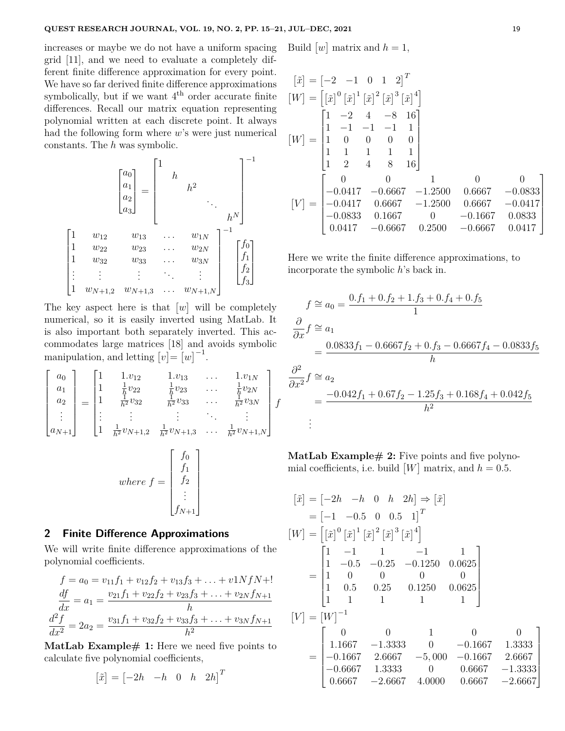increases or maybe we do not have a uniform spacing grid [11], and we need to evaluate a completely different finite difference approximation for every point. We have so far derived finite difference approximations symbolically, but if we want 4[th] order accurate finite differences. Recall our matrix equation representing polynomial written at each discrete point. It always had the following form where $w$'s were just numerical constants. The $h$ was symbolic.

$$\begin{bmatrix} a_0 \\ a_1 \\ a_2 \\ a_3 \end{bmatrix} = \begin{bmatrix} 1 & & & & \\ & h & & & \\ & & h^2 & & \\ & & & \ddots & \\ & & & & h^N \end{bmatrix}^{-1}$$

$$\begin{bmatrix} 1 & w_{12} & w_{13} & \dots & w_{1N} \\ 1 & w_{22} & w_{23} & \dots & w_{2N} \\ 1 & w_{32} & w_{33} & \dots & w_{3N} \\ \vdots & \vdots & \vdots & \ddots & \vdots \\ 1 & w_{N+1,2} & w_{N+1,3} & \dots & w_{N+1,N} \end{bmatrix}^{-1} \begin{bmatrix} f_0 \\ f_1 \\ f_2 \\ f_3 \end{bmatrix}$$

The key aspect here is that $[w]$ will be completely numerical, so it is easily inverted using MatLab. It is also important both separately inverted. This accommodates large matrices [18] and avoids symbolic manipulation, and letting $[v]=[w]^{-1}$.

$$\begin{bmatrix} a_0 \\ a_1 \\ a_2 \\ \vdots \\ a_{N+1} \end{bmatrix} = \begin{bmatrix} 1 & 1.v_{12} & 1.v_{13} & \dots & 1.v_{1N} \\ 1 & \frac{1}{h}v_{22} & \frac{1}{h}v_{23} & \dots & \frac{1}{h}v_{2N} \\ 1 & \frac{1}{h^2}v_{32} & \frac{1}{h^2}v_{33} & \dots & \frac{1}{h^2}v_{3N} \\ \vdots & \vdots & \vdots & \ddots & \vdots \\ 1 & \frac{1}{h^2}v_{N+1,2} & \frac{1}{h^2}v_{N+1,3} & \dots & \frac{1}{h^2}v_{N+1,N} \end{bmatrix} f$$

$$where\ f = \begin{bmatrix} f_0 \\ f_1 \\ f_2 \\ \vdots \\ f_{N+1} \end{bmatrix}$$

## 2 Finite Difference Approximations

We will write finite difference approximations of the polynomial coefficients.

$$f = a_0 = v_{11}f_1 + v_{12}f_2 + v_{13}f_3 + \ldots + v1NfN+!$$

$$\frac{df}{dx} = a_1 = \frac{v_{21}f_1 + v_{22}f_2 + v_{23}f_3 + \ldots + v_{2N}f_{N+1}}{h}$$

$$\frac{d^2f}{dx^2} = 2a_2 = \frac{v_{31}f_1 + v_{32}f_2 + v_{33}f_3 + \ldots + v_{3N}f_{N+1}}{h^2}$$

**MatLab Example# 1:** Here we need five points to calculate five polynomial coefficients,

$$[\tilde{x}] = \begin{bmatrix} -2h & -h & 0 & h & 2h \end{bmatrix}^T$$

Build $[w]$ matrix and $h = 1$,

$$[\tilde{x}] = \begin{bmatrix} -2 & -1 & 0 & 1 & 2 \end{bmatrix}^T$$

$$[W] = \begin{bmatrix} [\tilde{x}]^0 & [\tilde{x}]^1 & [\tilde{x}]^2 & [\tilde{x}]^3 & [\tilde{x}]^4 \end{bmatrix}$$

$$[W] = \begin{bmatrix} 1 & -2 & 4 & -8 & 16 \\ 1 & -1 & -1 & -1 & 1 \\ 1 & 0 & 0 & 0 & 0 \\ 1 & 1 & 1 & 1 & 1 \\ 1 & 2 & 4 & 8 & 16 \end{bmatrix}$$

$$[V] = \begin{bmatrix} 0 & 0 & 1 & 0 & 0 \\ -0.0417 & -0.6667 & -1.2500 & 0.6667 & -0.0833 \\ -0.0417 & 0.6667 & -1.2500 & 0.6667 & -0.0417 \\ -0.0833 & 0.1667 & 0 & -0.1667 & 0.0833 \\ 0.0417 & -0.6667 & 0.2500 & -0.6667 & 0.0417 \end{bmatrix}$$

Here we write the finite difference approximations, to incorporate the symbolic $h$'s back in.

$$f \cong a_0 = \frac{0.f_1 + 0.f_2 + 1.f_3 + 0.f_4 + 0.f_5}{1}$$

$$\frac{\partial}{\partial x}f \cong a_1 = \frac{0.0833f_1 - 0.6667f_2 + 0.f_3 - 0.6667f_4 - 0.0833f_5}{h}$$

$$\frac{\partial^2}{\partial x^2}f \cong a_2 = \frac{-0.042f_1 + 0.67f_2 - 1.25f_3 + 0.168f_4 + 0.042f_5}{h^2}$$

$$\vdots$$

**MatLab Example# 2:** Five points and five polynomial coefficients, i.e. build $[W]$ matrix, and $h = 0.5$.

$$[\tilde{x}] = \begin{bmatrix} -2h & -h & 0 & h & 2h \end{bmatrix} \Rightarrow [\tilde{x}] = \begin{bmatrix} -1 & -0.5 & 0 & 0.5 & 1 \end{bmatrix}^T$$

$$[W] = \begin{bmatrix} [\tilde{x}]^0 & [\tilde{x}]^1 & [\tilde{x}]^2 & [\tilde{x}]^3 & [\tilde{x}]^4 \end{bmatrix} = \begin{bmatrix} 1 & -1 & 1 & -1 & 1 \\ 1 & -0.5 & -0.25 & -0.1250 & 0.0625 \\ 1 & 0 & 0 & 0 & 0 \\ 1 & 0.5 & 0.25 & 0.1250 & 0.0625 \\ 1 & 1 & 1 & 1 & 1 \end{bmatrix}$$

$$[V] = [W]^{-1} = \begin{bmatrix} 0 & 0 & 1 & 0 & 0 \\ 1.1667 & -1.3333 & 0 & -0.1667 & 1.3333 \\ -0.1667 & 2.6667 & -5,000 & -0.1667 & 2.6667 \\ -0.6667 & 1.3333 & 0 & 0.6667 & -1.3333 \\ 0.6667 & -2.6667 & 4.0000 & 0.6667 & -2.6667 \end{bmatrix}$$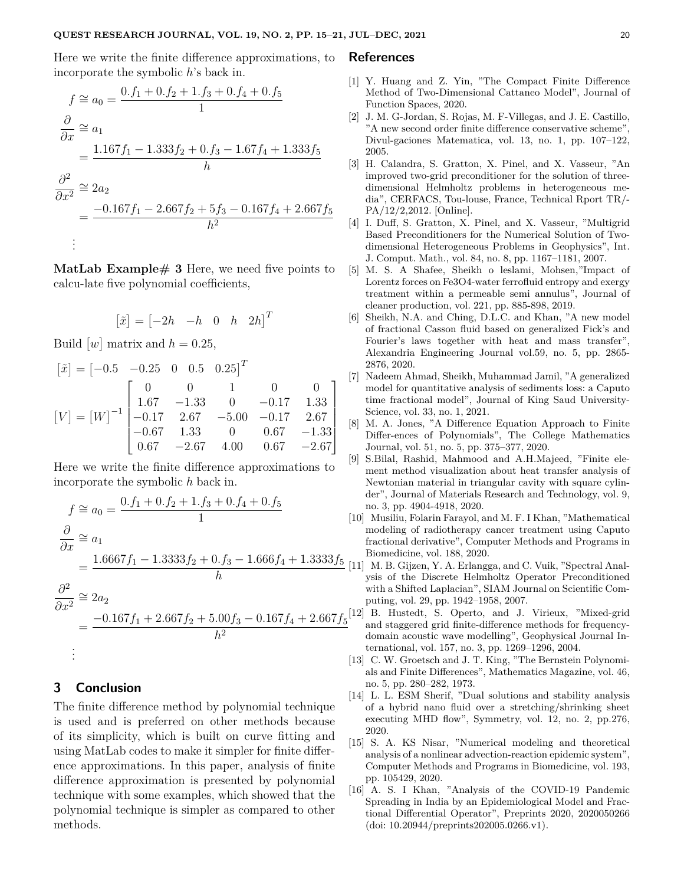Here we write the finite difference approximations, to incorporate the symbolic $h$'s back in.

$$
\begin{aligned}
f &\cong a_0 = \frac{0.f_1 + 0.f_2 + 1.f_3 + 0.f_4 + 0.f_5}{1} \\
\frac{\partial}{\partial x} &\cong a_1 \\
&= \frac{1.167 f_1 - 1.333 f_2 + 0.f_3 - 1.67 f_4 + 1.333 f_5}{h} \\
\frac{\partial^2}{\partial x^2} &\cong 2a_2 \\
&= \frac{-0.167 f_1 - 2.667 f_2 + 5 f_3 - 0.167 f_4 + 2.667 f_5}{h^2} \\
&\vdots
\end{aligned}
$$

**MatLab Example# 3** Here, we need five points to calcu-late five polynomial coefficients,

$$
[\tilde{x}] = \begin{bmatrix} -2h & -h & 0 & h & 2h \end{bmatrix}^T
$$

Build $[w]$ matrix and $h = 0.25$,

$$
[\tilde{x}] = \begin{bmatrix} -0.5 & -0.25 & 0 & 0.5 & 0.25 \end{bmatrix}^T
$$

$$
[V] = [W]^{-1} \begin{bmatrix} 0 & 0 & 1 & 0 & 0 \\ 1.67 & -1.33 & 0 & -0.17 & 1.33 \\ -0.17 & 2.67 & -5.00 & -0.17 & 2.67 \\ -0.67 & 1.33 & 0 & 0.67 & -1.33 \\ 0.67 & -2.67 & 4.00 & 0.67 & -2.67 \end{bmatrix}
$$

Here we write the finite difference approximations to incorporate the symbolic $h$ back in.

$$
\begin{aligned}
f &\cong a_0 = \frac{0.f_1 + 0.f_2 + 1.f_3 + 0.f_4 + 0.f_5}{1} \\
\frac{\partial}{\partial x} &\cong a_1 \\
&= \frac{1.6667 f_1 - 1.3333 f_2 + 0.f_3 - 1.666 f_4 + 1.3333 f_5}{h} \\
\frac{\partial^2}{\partial x^2} &\cong 2a_2 \\
&= \frac{-0.167 f_1 + 2.667 f_2 + 5.00 f_3 - 0.167 f_4 + 2.667 f_5}{h^2} \\
&\vdots
\end{aligned}
$$

## 3 Conclusion

The finite difference method by polynomial technique is used and is preferred on other methods because of its simplicity, which is built on curve fitting and using MatLab codes to make it simpler for finite difference approximations. In this paper, analysis of finite difference approximation is presented by polynomial technique with some examples, which showed that the polynomial technique is simpler as compared to other methods.

## References

[1] Y. Huang and Z. Yin, "The Compact Finite Difference Method of Two-Dimensional Cattaneo Model", Journal of Function Spaces, 2020.

[2] J. M. G-Jordan, S. Rojas, M. F-Villegas, and J. E. Castillo, "A new second order finite difference conservative scheme", Divul-gaciones Matematica, vol. 13, no. 1, pp. 107–122, 2005.

[3] H. Calandra, S. Gratton, X. Pinel, and X. Vasseur, "An improved two-grid preconditioner for the solution of three-dimensional Helmholtz problems in heterogeneous media", CERFACS, Tou-louse, France, Technical Rport TR/-PA/12/2,2012. [Online].

[4] I. Duff, S. Gratton, X. Pinel, and X. Vasseur, "Multigrid Based Preconditioners for the Numerical Solution of Two-dimensional Heterogeneous Problems in Geophysics", Int. J. Comput. Math., vol. 84, no. 8, pp. 1167–1181, 2007.

[5] M. S. A Shafee, Sheikh o leslami, Mohsen,"Impact of Lorentz forces on Fe3O4-water ferrofluid entropy and exergy treatment within a permeable semi annulus", Journal of cleaner production, vol. 221, pp. 885-898, 2019.

[6] Sheikh, N.A. and Ching, D.L.C. and Khan, "A new model of fractional Casson fluid based on generalized Fick's and Fourier's laws together with heat and mass transfer", Alexandria Engineering Journal vol.59, no. 5, pp. 2865-2876, 2020.

[7] Nadeem Ahmad, Sheikh, Muhammad Jamil, "A generalized model for quantitative analysis of sediments loss: a Caputo time fractional model", Journal of King Saud University-Science, vol. 33, no. 1, 2021.

[8] M. A. Jones, "A Difference Equation Approach to Finite Differ-ences of Polynomials", The College Mathematics Journal, vol. 51, no. 5, pp. 375–377, 2020.

[9] S.Bilal, Rashid, Mahmood and A.H.Majeed, "Finite element method visualization about heat transfer analysis of Newtonian material in triangular cavity with square cylinder", Journal of Materials Research and Technology, vol. 9, no. 3, pp. 4904-4918, 2020.

[10] Musiliu, Folarin Farayol, and M. F. I Khan, "Mathematical modeling of radiotherapy cancer treatment using Caputo fractional derivative", Computer Methods and Programs in Biomedicine, vol. 188, 2020.

[11] M. B. Gijzen, Y. A. Erlangga, and C. Vuik, "Spectral Analysis of the Discrete Helmholtz Operator Preconditioned with a Shifted Laplacian", SIAM Journal on Scientific Computing, vol. 29, pp. 1942–1958, 2007.

[12] B. Hustedt, S. Operto, and J. Virieux, "Mixed-grid and staggered grid finite-difference methods for frequency-domain acoustic wave modelling", Geophysical Journal International, vol. 157, no. 3, pp. 1269–1296, 2004.

[13] C. W. Groetsch and J. T. King, "The Bernstein Polynomials and Finite Differences", Mathematics Magazine, vol. 46, no. 5, pp. 280–282, 1973.

[14] L. L. ESM Sherif, "Dual solutions and stability analysis of a hybrid nano fluid over a stretching/shrinking sheet executing MHD flow", Symmetry, vol. 12, no. 2, pp.276, 2020.

[15] S. A. KS Nisar, "Numerical modeling and theoretical analysis of a nonlinear advection-reaction epidemic system", Computer Methods and Programs in Biomedicine, vol. 193, pp. 105429, 2020.

[16] A. S. I Khan, "Analysis of the COVID-19 Pandemic Spreading in India by an Epidemiological Model and Fractional Differential Operator", Preprints 2020, 2020050266 (doi: 10.20944/preprints202005.0266.v1).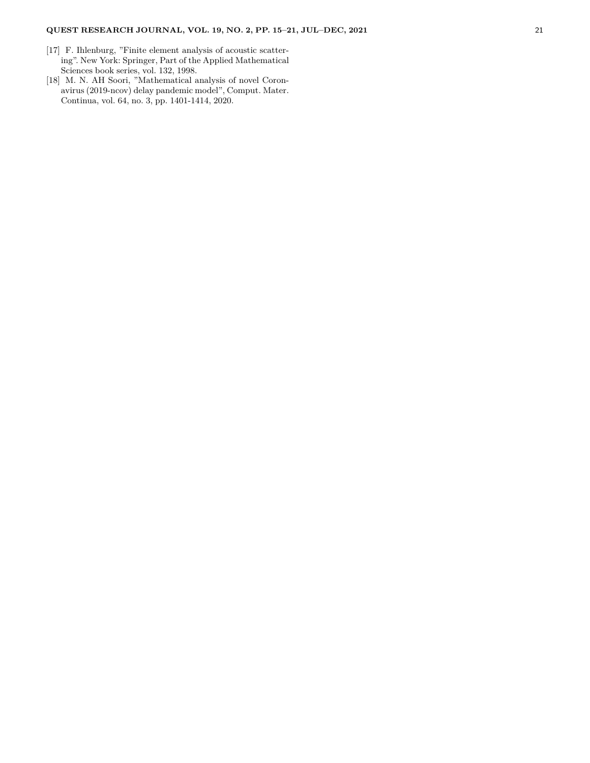[17] F. Ihlenburg, "Finite element analysis of acoustic scattering". New York: Springer, Part of the Applied Mathematical Sciences book series, vol. 132, 1998.

[18] M. N. AH Soori, "Mathematical analysis of novel Coronavirus (2019-ncov) delay pandemic model", Comput. Mater. Continua, vol. 64, no. 3, pp. 1401-1414, 2020.